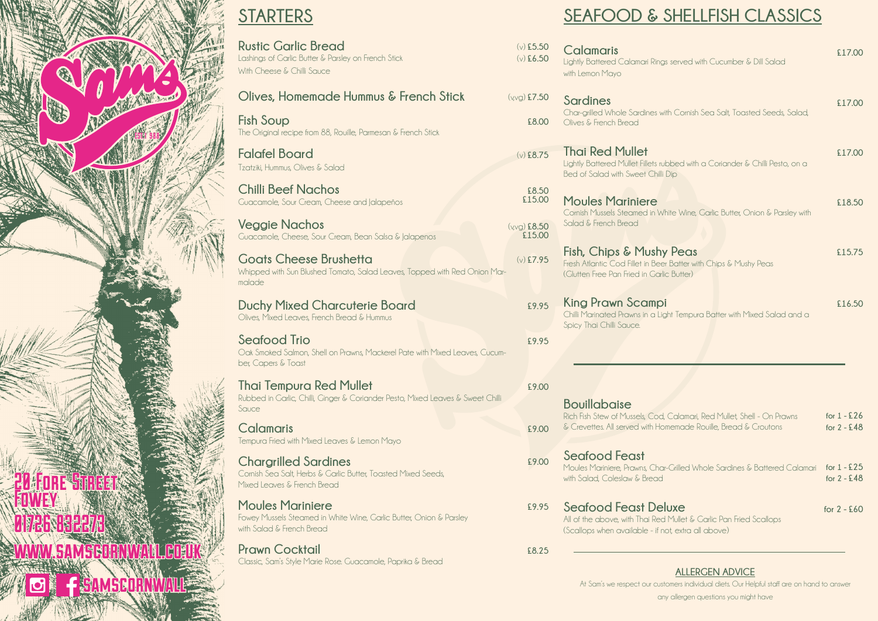Sams

Est. 1988

20 Fore Street
Fowey
01726 832273
www.samscornwall.co.uk
samscornwall

## STARTERS

**Rustic Garlic Bread** (v) £5.50
Lashings of Garlic Butter & Parsley on French Stick
With Cheese & Chilli Sauce (v) £6.50

**Olives, Homemade Hummus & French Stick** (v,vg) £7.50

**Fish Soup** £8.00
The Original recipe from 88, Rouille, Parmesan & French Stick

**Falafel Board** (v) £8.75
Tzatziki, Hummus, Olives & Salad

**Chilli Beef Nachos** £8.50 / £15.00
Guacamole, Sour Cream, Cheese and Jalapeños

**Veggie Nachos** (v,vg) £8.50 / £15.00
Guacamole, Cheese, Sour Cream, Bean Salsa & Jalapenos

**Goats Cheese Brushetta** (v) £7.95
Whipped with Sun Blushed Tomato, Salad Leaves, Topped with Red Onion Marmalade

**Duchy Mixed Charcuterie Board** £9.95
Olives, Mixed Leaves, French Bread & Hummus

**Seafood Trio** £9.95
Oak Smoked Salmon, Shell on Prawns, Mackerel Pate with Mixed Leaves, Cucumber, Capers & Toast

**Thai Tempura Red Mullet** £9.00
Rubbed in Garlic, Chilli, Ginger & Coriander Pesto, Mixed Leaves & Sweet Chilli Sauce

**Calamaris** £9.00
Tempura Fried with Mixed Leaves & Lemon Mayo

**Chargrilled Sardines** £9.00
Cornish Sea Salt, Herbs & Garlic Butter, Toasted Mixed Seeds, Mixed Leaves & French Bread

**Moules Mariniere** £9.95
Fowey Mussels Steamed in White Wine, Garlic Butter, Onion & Parsley with Salad & French Bread

**Prawn Cocktail** £8.25
Classic, Sam's Style Marie Rose. Guacamole, Paprika & Bread

## SEAFOOD & SHELLFISH CLASSICS

**Calamaris** £17.00
Lightly Battered Calamari Rings served with Cucumber & Dill Salad with Lemon Mayo

**Sardines** £17.00
Char-grilled Whole Sardines with Cornish Sea Salt, Toasted Seeds, Salad, Olives & French Bread

**Thai Red Mullet** £17.00
Lightly Battered Mullet Fillets rubbed with a Coriander & Chilli Pesto, on a Bed of Salad with Sweet Chilli Dip

**Moules Mariniere** £18.50
Cornish Mussels Steamed in White Wine, Garlic Butter, Onion & Parsley with Salad & French Bread

**Fish, Chips & Mushy Peas** £15.75
Fresh Atlantic Cod Fillet in Beer Batter with Chips & Mushy Peas
(Gluten Free Pan Fried in Garlic Butter)

**King Prawn Scampi** £16.50
Chilli Marinated Prawns in a Light Tempura Batter with Mixed Salad and a Spicy Thai Chilli Sauce.

---

**Bouillabaise** for 1 - £26 / for 2 - £48
Rich Fish Stew of Mussels, Cod, Calamari, Red Mullet, Shell - On Prawns & Crevettes. All served with Homemade Rouille, Bread & Croutons

**Seafood Feast** for 1 - £25 / for 2 - £48
Moules Mariniere, Prawns, Char-Grilled Whole Sardines & Battered Calamari with Salad, Coleslaw & Bread

**Seafood Feast Deluxe** for 2 - £60
All of the above, with Thai Red Mullet & Garlic Pan Fried Scallops
(Scallops when available - if not, extra all above)

---

### ALLERGEN ADVICE

At Sam's we respect our customers individual diets. Our Helpful staff are on hand to answer any allergen questions you might have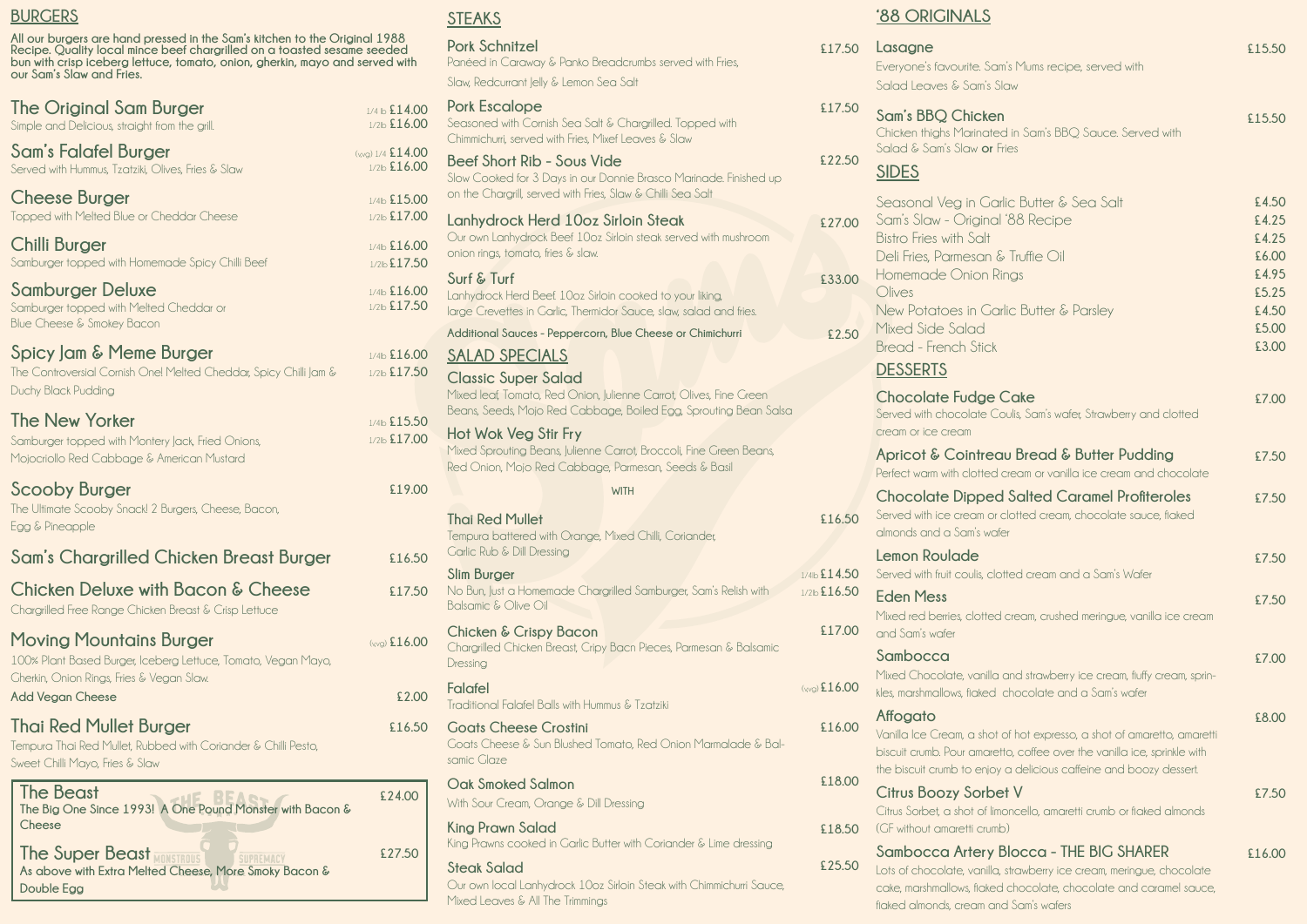## BURGERS

**All our burgers are hand pressed in the Sam's kitchen to the Original 1988 Recipe. Quality local mince beef chargrilled on a toasted sesame seeded bun with crisp iceberg lettuce, tomato, onion, gherkin, mayo and served with our Sam's Slaw and Fries.**

### The Original Sam Burger
1/4 lb £14.00
1/2lb £16.00

Simple and Delicious, straight from the grill.

### Sam's Falafel Burger
(vvg) 1/4 £14.00
1/2lb £16.00

Served with Hummus, Tzatziki, Olives, Fries & Slaw

### Cheese Burger
1/4lb £15.00
1/2lb £17.00

Topped with Melted Blue or Cheddar Cheese

### Chilli Burger
1/4lb £16.00
1/2lb £17.50

Samburger topped with Homemade Spicy Chilli Beef

### Samburger Deluxe
1/4lb £16.00
1/2lb £17.50

Samburger topped with Melted Cheddar or Blue Cheese & Smokey Bacon

### Spicy Jam & Meme Burger
1/4lb £16.00
1/2lb £17.50

The Controversial Cornish One! Melted Cheddar, Spicy Chilli Jam & Duchy Black Pudding

### The New Yorker
1/4lb £15.50
1/2lb £17.00

Samburger topped with Montery Jack, Fried Onions, Mojocriollo Red Cabbage & American Mustard

### Scooby Burger — £19.00
The Ultimate Scooby Snack! 2 Burgers, Cheese, Bacon, Egg & Pineapple

### Sam's Chargrilled Chicken Breast Burger — £16.50

### Chicken Deluxe with Bacon & Cheese — £17.50
Chargrilled Free Range Chicken Breast & Crisp Lettuce

### Moving Mountains Burger — (vvg) £16.00
100% Plant Based Burger, Iceberg Lettuce, Tomato, Vegan Mayo, Gherkin, Onion Rings, Fries & Vegan Slaw.

**Add Vegan Cheese** — £2.00

### Thai Red Mullet Burger — £16.50
Tempura Thai Red Mullet, Rubbed with Coriander & Chilli Pesto, Sweet Chilli Mayo, Fries & Slaw

### The Beast — £24.00
**The Big One Since 1993! A One Pound Monster with Bacon & Cheese**

### The Super Beast — £27.50
**As above with Extra Melted Cheese, More Smoky Bacon & Double Egg**

## STEAKS

### Pork Schnitzel — £17.50
Panéed in Caraway & Panko Breadcrumbs served with Fries, Slaw, Redcurrant Jelly & Lemon Sea Salt

### Pork Escalope — £17.50
Seasoned with Cornish Sea Salt & Chargrilled. Topped with Chimmichurri, served with Fries, Mixef Leaves & Slaw

### Beef Short Rib - Sous Vide — £22.50
Slow Cooked for 3 Days in our Donnie Brasco Marinade. Finished up on the Chargrill, served with Fries, Slaw & Chilli Sea Salt

### Lanhydrock Herd 10oz Sirloin Steak — £27.00
Our own Lanhydrock Beef 10oz Sirloin steak served with mushroom onion rings, tomato, fries & slaw.

### Surf & Turf — £33.00
Lanhydrock Herd Beef 10oz Sirloin cooked to your liking, large Crevettes in Garlic, Thermidor Sauce, slaw, salad and fries.

**Additional Sauces - Peppercorn, Blue Cheese or Chimichurri** — £2.50

## SALAD SPECIALS

### Classic Super Salad
Mixed leaf, Tomato, Red Onion, Julienne Carrot, Olives, Fine Green Beans, Seeds, Mojo Red Cabbage, Boiled Egg, Sprouting Bean Salsa

### Hot Wok Veg Stir Fry
Mixed Sprouting Beans, Julienne Carrot, Broccoli, Fine Green Beans, Red Onion, Mojo Red Cabbage, Parmesan, Seeds & Basil

WITH

### Thai Red Mullet — £16.50
Tempura battered with Orange, Mixed Chilli, Coriander, Garlic Rub & Dill Dressing

### Slim Burger
1/4lb £14.50
1/2lb £16.50

No Bun, Just a Homemade Chargrilled Samburger, Sam's Relish with Balsamic & Olive Oil

### Chicken & Crispy Bacon — £17.00
Chargrilled Chicken Breast, Cripy Bacn Pieces, Parmesan & Balsamic Dressing

### Falafel — (vvg) £16.00
Traditional Falafel Balls with Hummus & Tzatziki

### Goats Cheese Crostini — £16.00
Goats Cheese & Sun Blushed Tomato, Red Onion Marmalade & Balsamic Glaze

### Oak Smoked Salmon — £18.00
With Sour Cream, Orange & Dill Dressing

### King Prawn Salad — £18.50
King Prawns cooked in Garlic Butter with Coriander & Lime dressing

### Steak Salad — £25.50
Our own local Lanhydrock 10oz Sirloin Steak with Chimmichurri Sauce, Mixed Leaves & All The Trimmings

## '88 ORIGINALS

### Lasagne — £15.50
Everyone's favourite. Sam's Mums recipe, served with Salad Leaves & Sam's Slaw

### Sam's BBQ Chicken — £15.50
Chicken thighs Marinated in Sam's BBQ Sauce. Served with Salad & Sam's Slaw **or** Fries

## SIDES

| | |
|---|---|
| Seasonal Veg in Garlic Butter & Sea Salt | £4.50 |
| Sam's Slaw - Original '88 Recipe | £4.25 |
| Bistro Fries with Salt | £4.25 |
| Deli Fries, Parmesan & Truffie Oil | £6.00 |
| Homemade Onion Rings | £4.95 |
| Olives | £5.25 |
| New Potatoes in Garlic Butter & Parsley | £4.50 |
| Mixed Side Salad | £5.00 |
| Bread - French Stick | £3.00 |

## DESSERTS

### Chocolate Fudge Cake — £7.00
Served with chocolate Coulis, Sam's wafer, Strawberry and clotted cream or ice cream

### Apricot & Cointreau Bread & Butter Pudding — £7.50
Perfect warm with clotted cream or vanilla ice cream and chocolate

### Chocolate Dipped Salted Caramel Profiteroles — £7.50
Served with ice cream or clotted cream, chocolate sauce, flaked almonds and a Sam's wafer

### Lemon Roulade — £7.50
Served with fruit coulis, clotted cream and a Sam's Wafer

### Eden Mess — £7.50
Mixed red berries, clotted cream, crushed meringue, vanilla ice cream and Sam's wafer

### Sambocca — £7.00
Mixed Chocolate, vanilla and strawberry ice cream, fluffy cream, sprinkles, marshmallows, flaked chocolate and a Sam's wafer

### Affogato — £8.00
Vanilla Ice Cream, a shot of hot expresso, a shot of amaretto, amaretti biscuit crumb. Pour amaretto, coffee over the vanilla ice, sprinkle with the biscuit crumb to enjoy a delicious caffeine and boozy dessert.

### Citrus Boozy Sorbet V — £7.50
Citrus Sorbet, a shot of limoncello, amaretti crumb or flaked almonds (GF without amaretti crumb)

### Sambocca Artery Blocca - THE BIG SHARER — £16.00
Lots of chocolate, vanilla, strawberry ice cream, meringue, chocolate cake, marshmallows, flaked chocolate, chocolate and caramel sauce, flaked almonds, cream and Sam's wafers